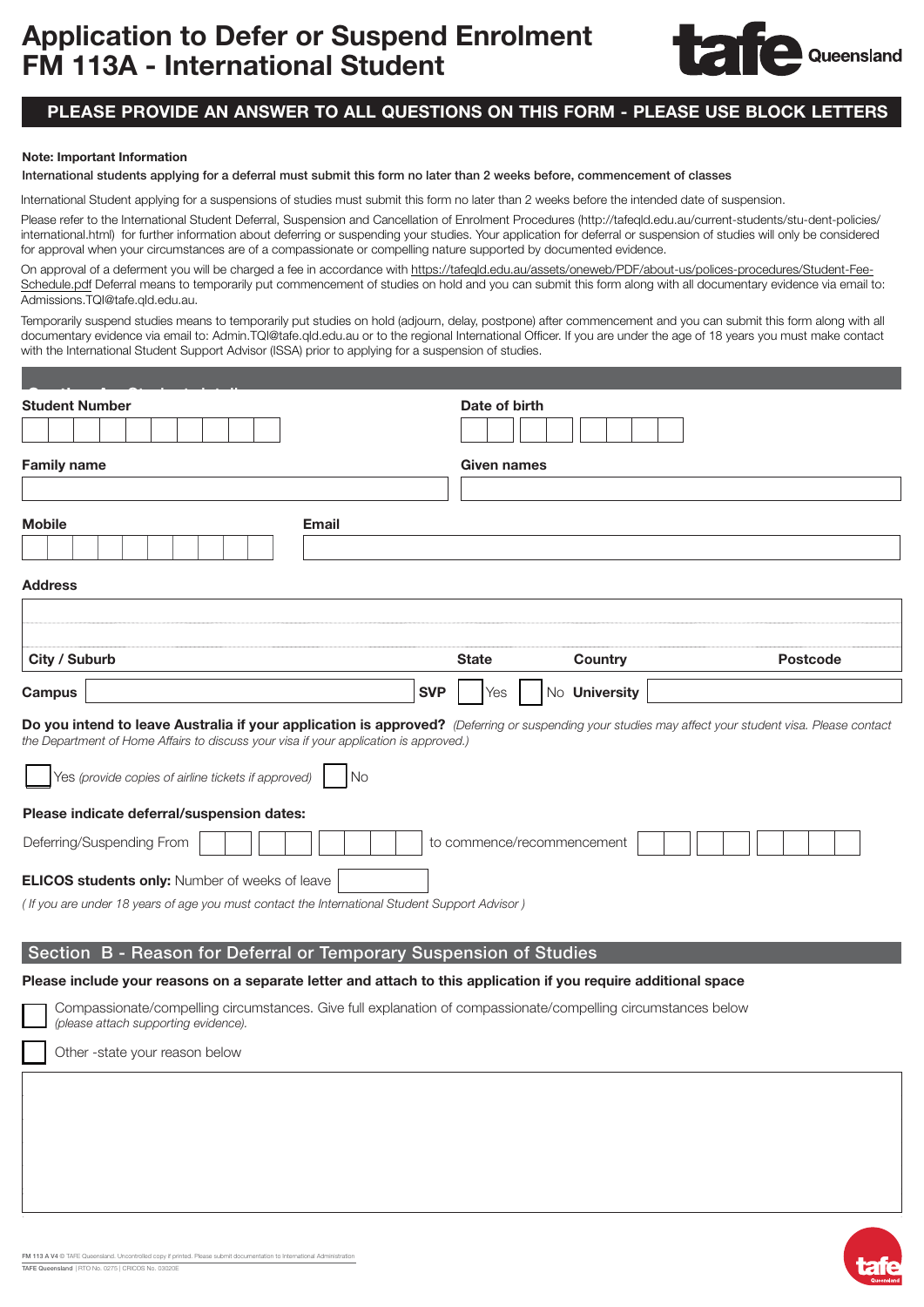# Application to Defer or Suspend Enrolment FM 113A - International Student

**PLEASE PROVIDE AN ANSWER TO ALL QUESTIONS ON THIS FORM - PLEASE USE BLOCK LETTERS**

**Note: Important Information**

**International students applying for a deferral must submit this form no later than 2 weeks before, commencement of classes**

International Student applying for a suspensions of studies must submit this form no later than 2 weeks before the intended date of suspension.

Please refer to the International Student Deferral, Suspension and Cancellation of Enrolment Procedures (http://tafeqld.edu.au/current-students/stu-dent-policies/international.html) for further information about deferring or suspending your studies. Your application for deferral or suspension of studies will only be considered for approval when your circumstances are of a compassionate or compelling nature supported by documented evidence.

On approval of a deferment you will be charged a fee in accordance with https://tafeqld.edu.au/assets/oneweb/PDF/about-us/polices-procedures/Student-Fee-Schedule.pdf Deferral means to temporarily put commencement of studies on hold and you can submit this form along with all documentary evidence via email to: Admissions.TQI@tafe.qld.edu.au.

Temporarily suspend studies means to temporarily put studies on hold (adjourn, delay, postpone) after commencement and you can submit this form along with all documentary evidence via email to: Admin.TQI@tafe.qld.edu.au or to the regional International Officer. If you are under the age of 18 years you must make contact with the International Student Support Advisor (ISSA) prior to applying for a suspension of studies.

## Section A - Student details

**Student Number** 

**Date of birth** 

**Family name** 

**Given names** 

**Mobile** 

**Email** 

**Address** 

**City / Suburb** **State** **Country** **Postcode**

**Campus** **SVP** ☐ Yes ☐ No **University** 

**Do you intend to leave Australia if your application is approved?** *(Deferring or suspending your studies may affect your student visa. Please contact the Department of Home Affairs to discuss your visa if your application is approved.)*

☐ Yes *(provide copies of airline tickets if approved)* ☐ No

**Please indicate deferral/suspension dates:**

Deferring/Suspending From to commence/recommencement 

**ELICOS students only:** Number of weeks of leave 

*( If you are under 18 years of age you must contact the International Student Support Advisor )*

## Section B - Reason for Deferral or Temporary Suspension of Studies

**Please include your reasons on a separate letter and attach to this application if you require additional space**

☐ Compassionate/compelling circumstances. Give full explanation of compassionate/compelling circumstances below *(please attach supporting evidence).*

☐ Other -state your reason below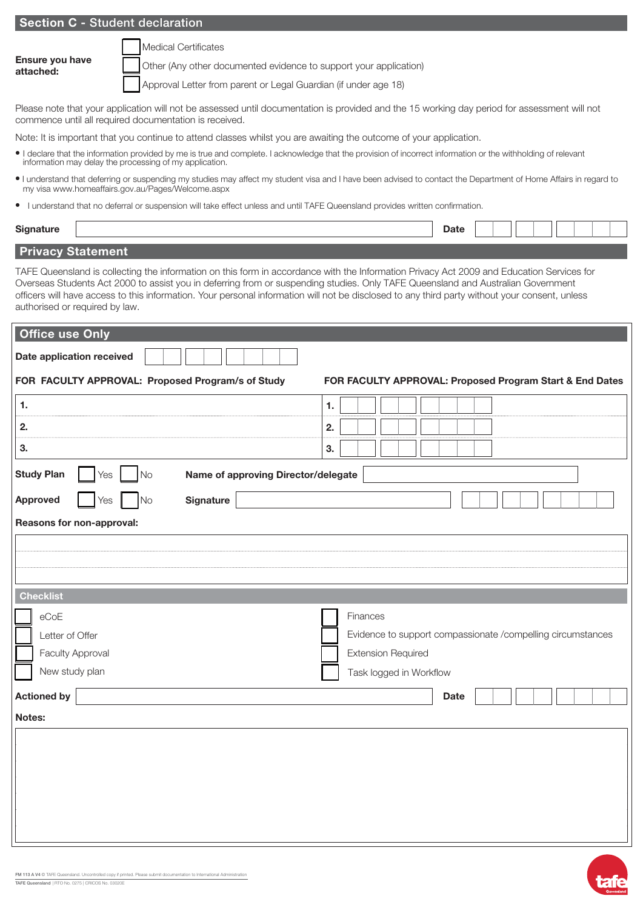## Section C - Student declaration

**Ensure you have attached:**

- ☐ Medical Certificates
- ☐ Other (Any other documented evidence to support your application)
- ☐ Approval Letter from parent or Legal Guardian (if under age 18)

Please note that your application will not be assessed until documentation is provided and the 15 working day period for assessment will not commence until all required documentation is received.

Note: It is important that you continue to attend classes whilst you are awaiting the outcome of your application.

- I declare that the information provided by me is true and complete. I acknowledge that the provision of incorrect information or the withholding of relevant information may delay the processing of my application.
- I understand that deferring or suspending my studies may affect my student visa and I have been advised to contact the Department of Home Affairs in regard to my visa www.homeaffairs.gov.au/Pages/Welcome.aspx
- I understand that no deferral or suspension will take effect unless and until TAFE Queensland provides written confirmation.

**Signature** ____________________ **Date** __ __ / __ __ / __ __ __ __

## Privacy Statement

TAFE Queensland is collecting the information on this form in accordance with the Information Privacy Act 2009 and Education Services for Overseas Students Act 2000 to assist you in deferring from or suspending studies. Only TAFE Queensland and Australian Government officers will have access to this information. Your personal information will not be disclosed to any third party without your consent, unless authorised or required by law.

## Office use Only

**Date application received** __ __ / __ __ / __ __ __ __

| FOR FACULTY APPROVAL: Proposed Program/s of Study | FOR FACULTY APPROVAL: Proposed Program Start & End Dates |
|---|---|
| 1. | 1. |
| 2. | 2. |
| 3. | 3. |

**Study Plan** ☐ Yes ☐ No **Name of approving Director/delegate** ____________________

**Approved** ☐ Yes ☐ No **Signature** ____________________ __ __ / __ __ / __ __ __ __

**Reasons for non-approval:**

### Checklist

| | |
|---|---|
| ☐ eCoE | ☐ Finances |
| ☐ Letter of Offer | ☐ Evidence to support compassionate /compelling circumstances |
| ☐ Faculty Approval | ☐ Extension Required |
| ☐ New study plan | ☐ Task logged in Workflow |

**Actioned by** ____________________ **Date** __ __ / __ __ / __ __ __ __

**Notes:**

FM 113 A V4 © TAFE Queensland. Uncontrolled copy if printed. Please submit documentation to International Administration

TAFE Queensland | RTO No. 0275 | CRICOS No. 03020E